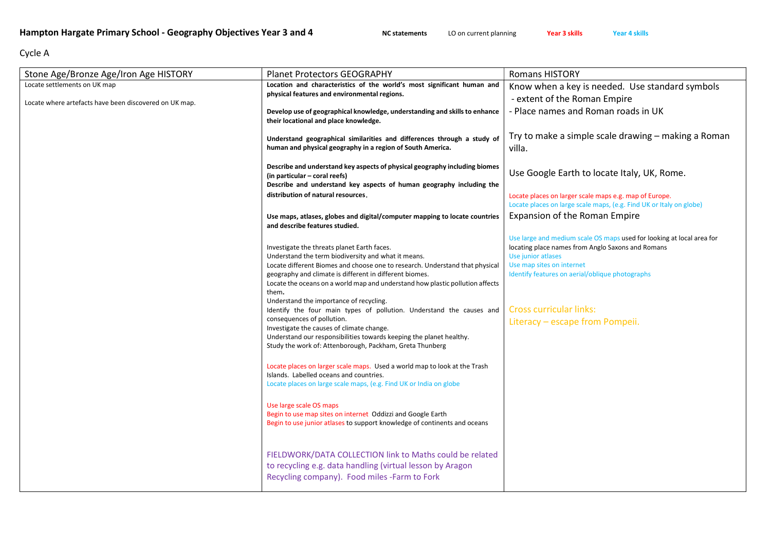## Hampton Hargate Primary School - Geography Objectives Year 3 and 4

**NC statements** LO on current planning **Year 3 skills** **Year 4 skills**

Cycle A

| Stone Age/Bronze Age/Iron Age HISTORY | Planet Protectors GEOGRAPHY | Romans HISTORY |
| --- | --- | --- |
| Locate settlements on UK map<br><br>Locate where artefacts have been discovered on UK map. | **Location and characteristics of the world's most significant human and physical features and environmental regions.**<br><br>**Develop use of geographical knowledge, understanding and skills to enhance their locational and place knowledge.**<br><br>**Understand geographical similarities and differences through a study of human and physical geography in a region of South America.**<br><br>**Describe and understand key aspects of physical geography including biomes (in particular – coral reefs)**<br>**Describe and understand key aspects of human geography including the distribution of natural resources.**<br><br>**Use maps, atlases, globes and digital/computer mapping to locate countries and describe features studied.**<br><br>Investigate the threats planet Earth faces.<br>Understand the term biodiversity and what it means.<br>Locate different Biomes and choose one to research. Understand that physical geography and climate is different in different biomes.<br>Locate the oceans on a world map and understand how plastic pollution affects them.<br>Understand the importance of recycling.<br>Identify the four main types of pollution. Understand the causes and consequences of pollution.<br>Investigate the causes of climate change.<br>Understand our responsibilities towards keeping the planet healthy.<br>Study the work of: Attenborough, Packham, Greta Thunberg<br><br>Locate places on larger scale maps. Used a world map to look at the Trash Islands. Labelled oceans and countries.<br>Locate places on large scale maps, (e.g. Find UK or India on globe<br><br>Use large scale OS maps<br>Begin to use map sites on internet Oddizzi and Google Earth<br>Begin to use junior atlases to support knowledge of continents and oceans<br><br>FIELDWORK/DATA COLLECTION link to Maths could be related to recycling e.g. data handling (virtual lesson by Aragon Recycling company). Food miles -Farm to Fork | Know when a key is needed. Use standard symbols<br>- extent of the Roman Empire<br>- Place names and Roman roads in UK<br><br>Try to make a simple scale drawing – making a Roman villa.<br><br>Use Google Earth to locate Italy, UK, Rome.<br><br>Locate places on larger scale maps e.g. map of Europe.<br>Locate places on large scale maps, (e.g. Find UK or Italy on globe)<br>Expansion of the Roman Empire<br><br>Use large and medium scale OS maps used for looking at local area for locating place names from Anglo Saxons and Romans<br>Use junior atlases<br>Use map sites on internet<br>Identify features on aerial/oblique photographs<br><br>Cross curricular links:<br>Literacy – escape from Pompeii. |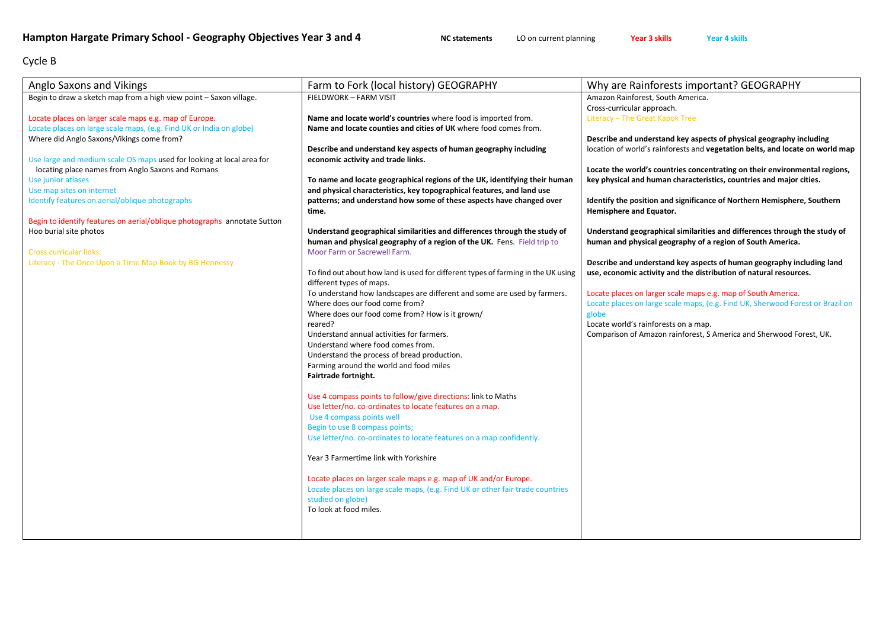## Hampton Hargate Primary School - Geography Objectives Year 3 and 4

**NC statements** LO on current planning **Year 3 skills** **Year 4 skills**

Cycle B

| Anglo Saxons and Vikings | Farm to Fork (local history) GEOGRAPHY | Why are Rainforests important? GEOGRAPHY |
|---|---|---|
| Begin to draw a sketch map from a high view point – Saxon village.<br><br>Locate places on larger scale maps e.g. map of Europe.<br>Locate places on large scale maps, (e.g. Find UK or India on globe)<br>Where did Anglo Saxons/Vikings come from?<br><br>Use large and medium scale OS maps used for looking at local area for locating place names from Anglo Saxons and Romans<br>Use junior atlases<br>Use map sites on internet<br>Identify features on aerial/oblique photographs<br><br>Begin to identify features on aerial/oblique photographs annotate Sutton Hoo burial site photos<br><br>Cross curricular links:<br>Literacy - The Once Upon a Time Map Book by BG Hennessy | FIELDWORK – FARM VISIT<br><br>**Name and locate world's countries** where food is imported from.<br>**Name and locate counties and cities of UK** where food comes from.<br><br>**Describe and understand key aspects of human geography including economic activity and trade links.**<br><br>**To name and locate geographical regions of the UK, identifying their human and physical characteristics, key topographical features, and land use patterns; and understand how some of these aspects have changed over time.**<br><br>**Understand geographical similarities and differences through the study of human and physical geography of a region of the UK.** Fens. Field trip to Moor Farm or Sacrewell Farm.<br><br>To find out about how land is used for different types of farming in the UK using different types of maps.<br>To understand how landscapes are different and some are used by farmers.<br>Where does our food come from?<br>Where does our food come from? How is it grown/ reared?<br>Understand annual activities for farmers.<br>Understand where food comes from.<br>Understand the process of bread production.<br>Farming around the world and food miles<br>**Fairtrade fortnight.**<br><br>Use 4 compass points to follow/give directions: link to Maths<br>Use letter/no. co-ordinates to locate features on a map.<br>Use 4 compass points well<br>Begin to use 8 compass points;<br>Use letter/no. co-ordinates to locate features on a map confidently.<br><br>Year 3 Farmertime link with Yorkshire<br><br>Locate places on larger scale maps e.g. map of UK and/or Europe.<br>Locate places on large scale maps, (e.g. Find UK or other fair trade countries studied on globe)<br>To look at food miles. | Amazon Rainforest, South America.<br>Cross-curricular approach.<br>Literacy – The Great Kapok Tree<br><br>**Describe and understand key aspects of physical geography including** location of world's rainforests and **vegetation belts, and locate on world map**<br><br>**Locate the world's countries concentrating on their environmental regions, key physical and human characteristics, countries and major cities.**<br><br>**Identify the position and significance of Northern Hemisphere, Southern Hemisphere and Equator.**<br><br>**Understand geographical similarities and differences through the study of human and physical geography of a region of South America.**<br><br>**Describe and understand key aspects of human geography including land use, economic activity and the distribution of natural resources.**<br><br>Locate places on larger scale maps e.g. map of South America.<br>Locate places on large scale maps, (e.g. Find UK, Sherwood Forest or Brazil on globe<br>Locate world's rainforests on a map.<br>Comparison of Amazon rainforest, S America and Sherwood Forest, UK. |